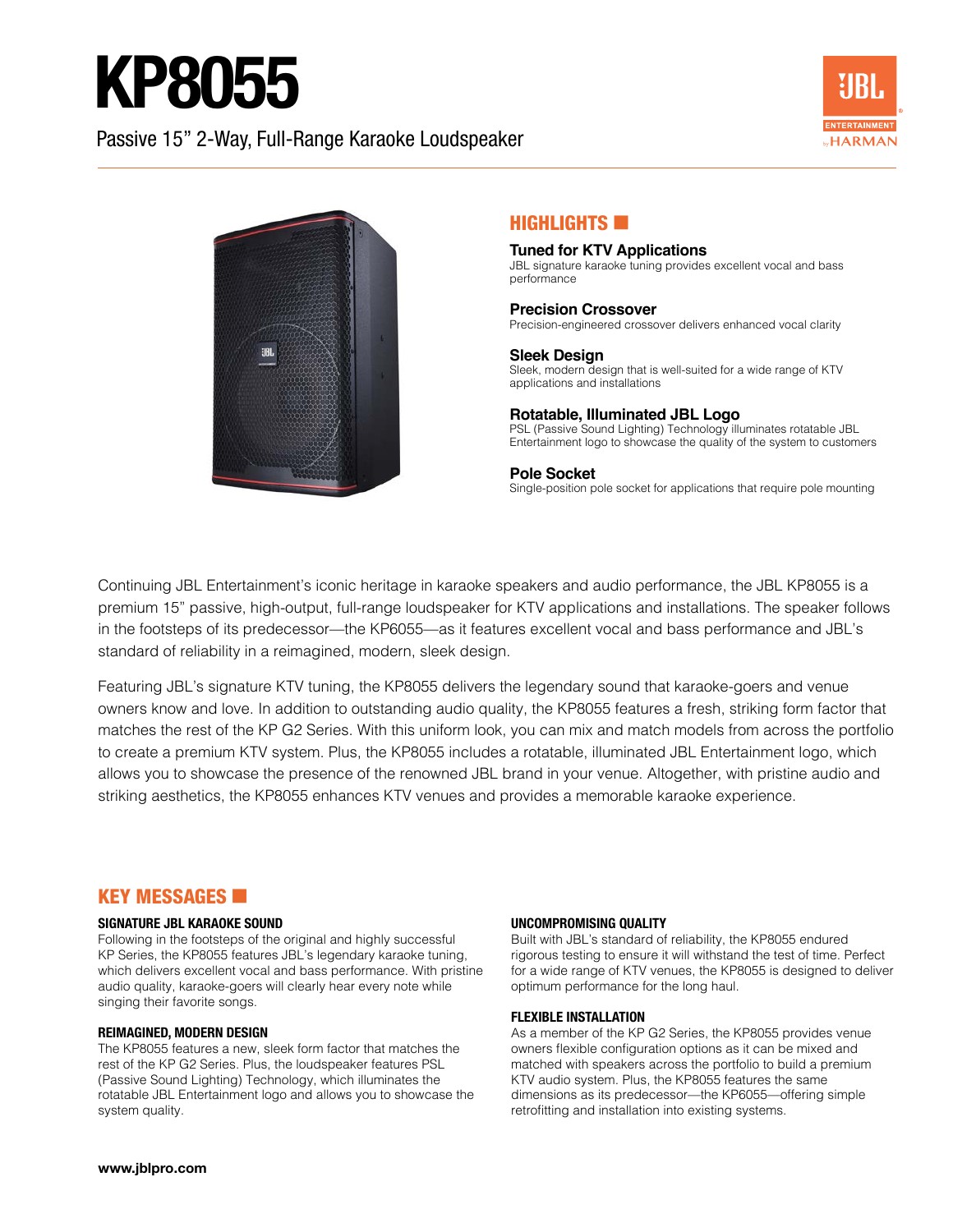# KP8055

Passive 15" 2-Way, Full-Range Karaoke Loudspeaker

## HIGHLIGHTS

**Tuned for KTV Applications**
JBL signature karaoke tuning provides excellent vocal and bass performance

**Precision Crossover**
Precision-engineered crossover delivers enhanced vocal clarity

**Sleek Design**
Sleek, modern design that is well-suited for a wide range of KTV applications and installations

**Rotatable, Illuminated JBL Logo**
PSL (Passive Sound Lighting) Technology illuminates rotatable JBL Entertainment logo to showcase the quality of the system to customers

**Pole Socket**
Single-position pole socket for applications that require pole mounting

Continuing JBL Entertainment's iconic heritage in karaoke speakers and audio performance, the JBL KP8055 is a premium 15" passive, high-output, full-range loudspeaker for KTV applications and installations. The speaker follows in the footsteps of its predecessor—the KP6055—as it features excellent vocal and bass performance and JBL's standard of reliability in a reimagined, modern, sleek design.

Featuring JBL's signature KTV tuning, the KP8055 delivers the legendary sound that karaoke-goers and venue owners know and love. In addition to outstanding audio quality, the KP8055 features a fresh, striking form factor that matches the rest of the KP G2 Series. With this uniform look, you can mix and match models from across the portfolio to create a premium KTV system. Plus, the KP8055 includes a rotatable, illuminated JBL Entertainment logo, which allows you to showcase the presence of the renowned JBL brand in your venue. Altogether, with pristine audio and striking aesthetics, the KP8055 enhances KTV venues and provides a memorable karaoke experience.

## KEY MESSAGES

### SIGNATURE JBL KARAOKE SOUND

Following in the footsteps of the original and highly successful KP Series, the KP8055 features JBL's legendary karaoke tuning, which delivers excellent vocal and bass performance. With pristine audio quality, karaoke-goers will clearly hear every note while singing their favorite songs.

### REIMAGINED, MODERN DESIGN

The KP8055 features a new, sleek form factor that matches the rest of the KP G2 Series. Plus, the loudspeaker features PSL (Passive Sound Lighting) Technology, which illuminates the rotatable JBL Entertainment logo and allows you to showcase the system quality.

### UNCOMPROMISING QUALITY

Built with JBL's standard of reliability, the KP8055 endured rigorous testing to ensure it will withstand the test of time. Perfect for a wide range of KTV venues, the KP8055 is designed to deliver optimum performance for the long haul.

### FLEXIBLE INSTALLATION

As a member of the KP G2 Series, the KP8055 provides venue owners flexible configuration options as it can be mixed and matched with speakers across the portfolio to build a premium KTV audio system. Plus, the KP8055 features the same dimensions as its predecessor—the KP6055—offering simple retrofitting and installation into existing systems.

**www.jblpro.com**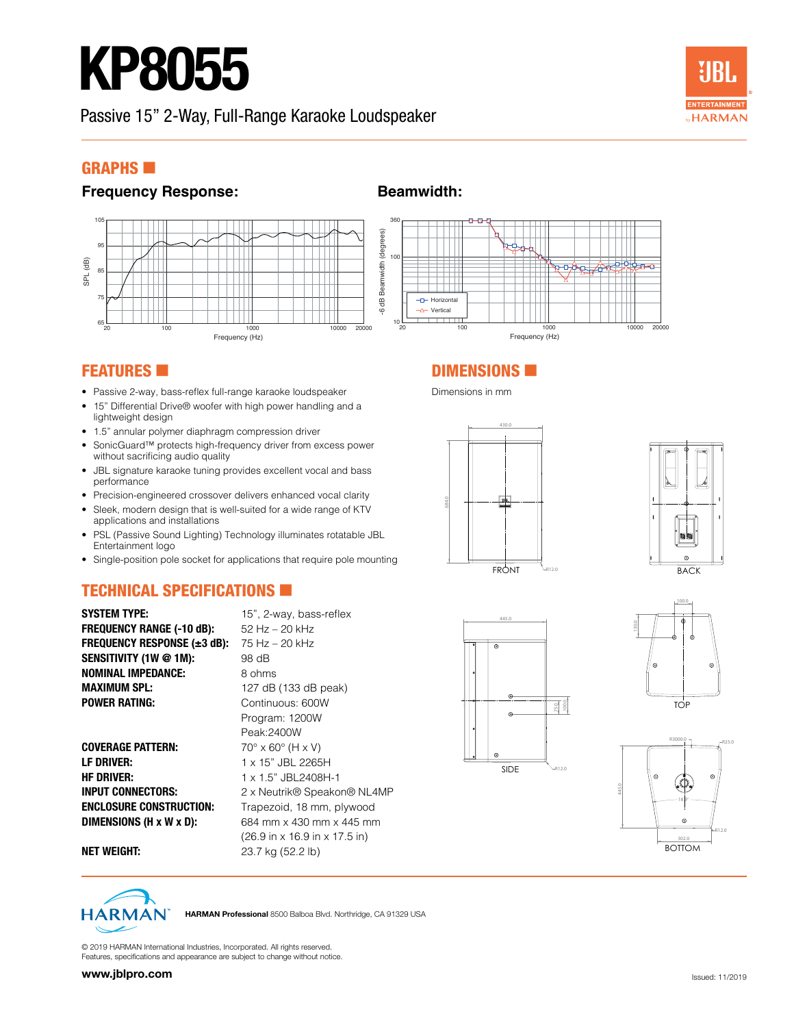# KP8055

Passive 15" 2-Way, Full-Range Karaoke Loudspeaker

## GRAPHS

### Frequency Response:

105
95
85
75
65
SPL (dB)
20
100
1000
10000
20000
Frequency (Hz)

### Beamwidth:

360
100
10
-6 dB Beamwidth (degrees)
Horizontal
Vertical
20
100
1000
10000
20000
Frequency (Hz)

## FEATURES

- Passive 2-way, bass-reflex full-range karaoke loudspeaker
- 15" Differential Drive® woofer with high power handling and a lightweight design
- 1.5" annular polymer diaphragm compression driver
- SonicGuard™ protects high-frequency driver from excess power without sacrificing audio quality
- JBL signature karaoke tuning provides excellent vocal and bass performance
- Precision-engineered crossover delivers enhanced vocal clarity
- Sleek, modern design that is well-suited for a wide range of KTV applications and installations
- PSL (Passive Sound Lighting) Technology illuminates rotatable JBL Entertainment logo
- Single-position pole socket for applications that require pole mounting

## TECHNICAL SPECIFICATIONS

| | |
|---|---|
| **SYSTEM TYPE:** | 15", 2-way, bass-reflex |
| **FREQUENCY RANGE (-10 dB):** | 52 Hz – 20 kHz |
| **FREQUENCY RESPONSE (±3 dB):** | 75 Hz – 20 kHz |
| **SENSITIVITY (1W @ 1M):** | 98 dB |
| **NOMINAL IMPEDANCE:** | 8 ohms |
| **MAXIMUM SPL:** | 127 dB (133 dB peak) |
| **POWER RATING:** | Continuous: 600W<br>Program: 1200W<br>Peak:2400W |
| **COVERAGE PATTERN:** | 70° x 60° (H x V) |
| **LF DRIVER:** | 1 x 15" JBL 2265H |
| **HF DRIVER:** | 1 x 1.5" JBL2408H-1 |
| **INPUT CONNECTORS:** | 2 x Neutrik® Speakon® NL4MP |
| **ENCLOSURE CONSTRUCTION:** | Trapezoid, 18 mm, plywood |
| **DIMENSIONS (H x W x D):** | 684 mm x 430 mm x 445 mm<br>(26.9 in x 16.9 in x 17.5 in) |
| **NET WEIGHT:** | 23.7 kg (52.2 lb) |

## DIMENSIONS

Dimensions in mm

430.0
684.0
FRONT
R12.0
BACK
445.0
75.0
100.0
SIDE
R12.0
100.0
130.0
TOP
R3000.0
R25.0
445.0
18.0
R12.0
302.0
BOTTOM

**HARMAN Professional** 8500 Balboa Blvd. Northridge, CA 91329 USA

© 2019 HARMAN International Industries, Incorporated. All rights reserved.
Features, specifications and appearance are subject to change without notice.

**www.jblpro.com**

Issued: 11/2019